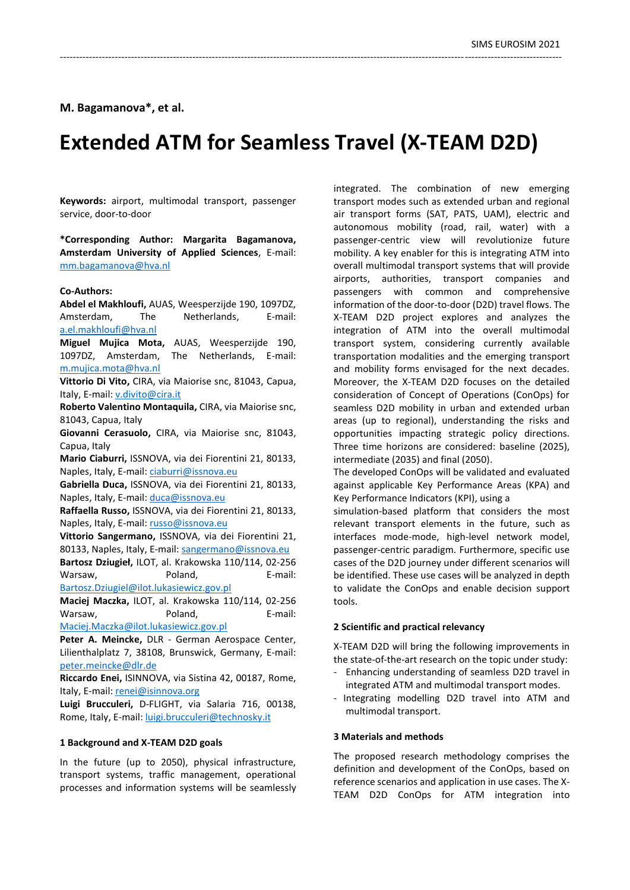**M. Bagamanova*, et al.**

# Extended ATM for Seamless Travel (X-TEAM D2D)

**Keywords:** airport, multimodal transport, passenger service, door-to-door

***Corresponding Author: Margarita Bagamanova, Amsterdam University of Applied Sciences**, E-mail: mm.bagamanova@hva.nl

**Co-Authors:**

**Abdel el Makhloufi,** AUAS, Weesperzijde 190, 1097DZ, Amsterdam, The Netherlands, E-mail: a.el.makhloufi@hva.nl

**Miguel Mujica Mota,** AUAS, Weesperzijde 190, 1097DZ, Amsterdam, The Netherlands, E-mail: m.mujica.mota@hva.nl

**Vittorio Di Vito,** CIRA, via Maiorise snc, 81043, Capua, Italy, E-mail: v.divito@cira.it

**Roberto Valentino Montaquila,** CIRA, via Maiorise snc, 81043, Capua, Italy

**Giovanni Cerasuolo,** CIRA, via Maiorise snc, 81043, Capua, Italy

**Mario Ciaburri,** ISSNOVA, via dei Fiorentini 21, 80133, Naples, Italy, E-mail: ciaburri@issnova.eu

**Gabriella Duca,** ISSNOVA, via dei Fiorentini 21, 80133, Naples, Italy, E-mail: duca@issnova.eu

**Raffaella Russo,** ISSNOVA, via dei Fiorentini 21, 80133, Naples, Italy, E-mail: russo@issnova.eu

**Vittorio Sangermano,** ISSNOVA, via dei Fiorentini 21, 80133, Naples, Italy, E-mail: sangermano@issnova.eu

**Bartosz Dziugieł,** ILOT, al. Krakowska 110/114, 02-256 Warsaw, Poland, E-mail: Bartosz.Dziugiel@ilot.lukasiewicz.gov.pl

**Maciej Maczka,** ILOT, al. Krakowska 110/114, 02-256 Warsaw, Poland, E-mail: Maciej.Maczka@ilot.lukasiewicz.gov.pl

**Peter A. Meincke,** DLR - German Aerospace Center, Lilienthalplatz 7, 38108, Brunswick, Germany, E-mail: peter.meincke@dlr.de

**Riccardo Enei,** ISINNOVA, via Sistina 42, 00187, Rome, Italy, E-mail: renei@isinnova.org

**Luigi Brucculeri,** D-FLIGHT, via Salaria 716, 00138, Rome, Italy, E-mail: luigi.brucculeri@technosky.it

## 1 Background and X-TEAM D2D goals

In the future (up to 2050), physical infrastructure, transport systems, traffic management, operational processes and information systems will be seamlessly integrated. The combination of new emerging transport modes such as extended urban and regional air transport forms (SAT, PATS, UAM), electric and autonomous mobility (road, rail, water) with a passenger-centric view will revolutionize future mobility. A key enabler for this is integrating ATM into overall multimodal transport systems that will provide airports, authorities, transport companies and passengers with common and comprehensive information of the door-to-door (D2D) travel flows. The X-TEAM D2D project explores and analyzes the integration of ATM into the overall multimodal transport system, considering currently available transportation modalities and the emerging transport and mobility forms envisaged for the next decades. Moreover, the X-TEAM D2D focuses on the detailed consideration of Concept of Operations (ConOps) for seamless D2D mobility in urban and extended urban areas (up to regional), understanding the risks and opportunities impacting strategic policy directions. Three time horizons are considered: baseline (2025), intermediate (2035) and final (2050).

The developed ConOps will be validated and evaluated against applicable Key Performance Areas (KPA) and Key Performance Indicators (KPI), using a simulation-based platform that considers the most relevant transport elements in the future, such as interfaces mode-mode, high-level network model, passenger-centric paradigm. Furthermore, specific use cases of the D2D journey under different scenarios will be identified. These use cases will be analyzed in depth to validate the ConOps and enable decision support tools.

## 2 Scientific and practical relevancy

X-TEAM D2D will bring the following improvements in the state-of-the-art research on the topic under study:

- Enhancing understanding of seamless D2D travel in integrated ATM and multimodal transport modes.
- Integrating modelling D2D travel into ATM and multimodal transport.

## 3 Materials and methods

The proposed research methodology comprises the definition and development of the ConOps, based on reference scenarios and application in use cases. The X-TEAM D2D ConOps for ATM integration into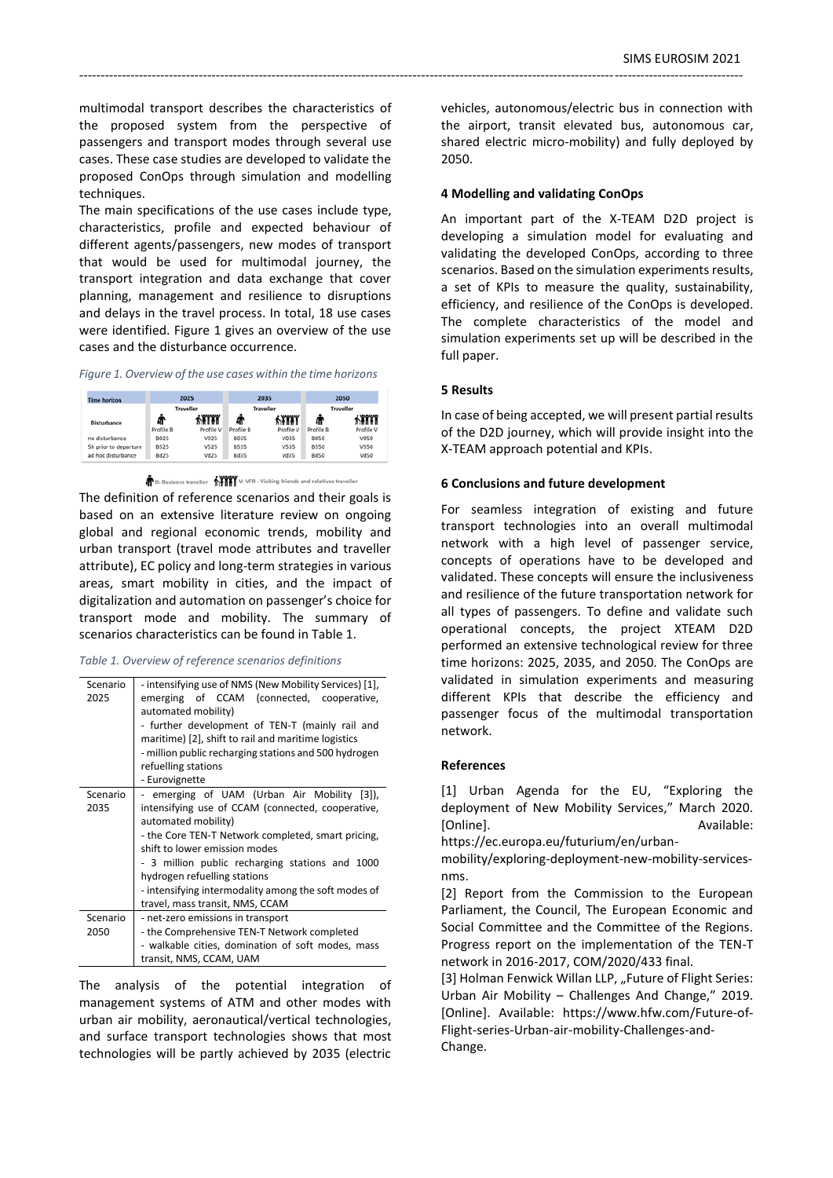multimodal transport describes the characteristics of the proposed system from the perspective of passengers and transport modes through several use cases. These case studies are developed to validate the proposed ConOps through simulation and modelling techniques.

The main specifications of the use cases include type, characteristics, profile and expected behaviour of different agents/passengers, new modes of transport that would be used for multimodal journey, the transport integration and data exchange that cover planning, management and resilience to disruptions and delays in the travel process. In total, 18 use cases were identified. Figure 1 gives an overview of the use cases and the disturbance occurrence.

*Figure 1. Overview of the use cases within the time horizons*

| Time horizon | 2025 | | 2035 | | 2050 | |
|---|---|---|---|---|---|---|
| | Traveller | | Traveller | | Traveller | |
| Disturbance | Profile B | Profile V | Profile B | Profile V | Profile B | Profile V |
| no disturbance | B025 | V025 | B035 | V035 | B050 | V050 |
| 5h prior to departure | B525 | V525 | B535 | V535 | B550 | V550 |
| ad hoc disturbance | Bd25 | Vd25 | Bd35 | Vd35 | Bd50 | Vd50 |

B: Business traveller V: VFR - Visiting friends and relatives traveller

The definition of reference scenarios and their goals is based on an extensive literature review on ongoing global and regional economic trends, mobility and urban transport (travel mode attributes and traveller attribute), EC policy and long-term strategies in various areas, smart mobility in cities, and the impact of digitalization and automation on passenger's choice for transport mode and mobility. The summary of scenarios characteristics can be found in Table 1.

*Table 1. Overview of reference scenarios definitions*

| | |
|---|---|
| Scenario 2025 | - intensifying use of NMS (New Mobility Services) [1], emerging of CCAM (connected, cooperative, automated mobility)<br>- further development of TEN-T (mainly rail and maritime) [2], shift to rail and maritime logistics<br>- million public recharging stations and 500 hydrogen refuelling stations<br>- Eurovignette |
| Scenario 2035 | - emerging of UAM (Urban Air Mobility [3]), intensifying use of CCAM (connected, cooperative, automated mobility)<br>- the Core TEN-T Network completed, smart pricing, shift to lower emission modes<br>- 3 million public recharging stations and 1000 hydrogen refuelling stations<br>- intensifying intermodality among the soft modes of travel, mass transit, NMS, CCAM |
| Scenario 2050 | - net-zero emissions in transport<br>- the Comprehensive TEN-T Network completed<br>- walkable cities, domination of soft modes, mass transit, NMS, CCAM, UAM |

The analysis of the potential integration of management systems of ATM and other modes with urban air mobility, aeronautical/vertical technologies, and surface transport technologies shows that most technologies will be partly achieved by 2035 (electric vehicles, autonomous/electric bus in connection with the airport, transit elevated bus, autonomous car, shared electric micro-mobility) and fully deployed by 2050.

## 4 Modelling and validating ConOps

An important part of the X-TEAM D2D project is developing a simulation model for evaluating and validating the developed ConOps, according to three scenarios. Based on the simulation experiments results, a set of KPIs to measure the quality, sustainability, efficiency, and resilience of the ConOps is developed. The complete characteristics of the model and simulation experiments set up will be described in the full paper.

## 5 Results

In case of being accepted, we will present partial results of the D2D journey, which will provide insight into the X-TEAM approach potential and KPIs.

## 6 Conclusions and future development

For seamless integration of existing and future transport technologies into an overall multimodal network with a high level of passenger service, concepts of operations have to be developed and validated. These concepts will ensure the inclusiveness and resilience of the future transportation network for all types of passengers. To define and validate such operational concepts, the project XTEAM D2D performed an extensive technological review for three time horizons: 2025, 2035, and 2050. The ConOps are validated in simulation experiments and measuring different KPIs that describe the efficiency and passenger focus of the multimodal transportation network.

## References

[1] Urban Agenda for the EU, "Exploring the deployment of New Mobility Services," March 2020. [Online]. Available: https://ec.europa.eu/futurium/en/urban-mobility/exploring-deployment-new-mobility-services-nms.

[2] Report from the Commission to the European Parliament, the Council, The European Economic and Social Committee and the Committee of the Regions. Progress report on the implementation of the TEN-T network in 2016-2017, COM/2020/433 final.

[3] Holman Fenwick Willan LLP, „Future of Flight Series: Urban Air Mobility – Challenges And Change," 2019. [Online]. Available: https://www.hfw.com/Future-of-Flight-series-Urban-air-mobility-Challenges-and-Change.